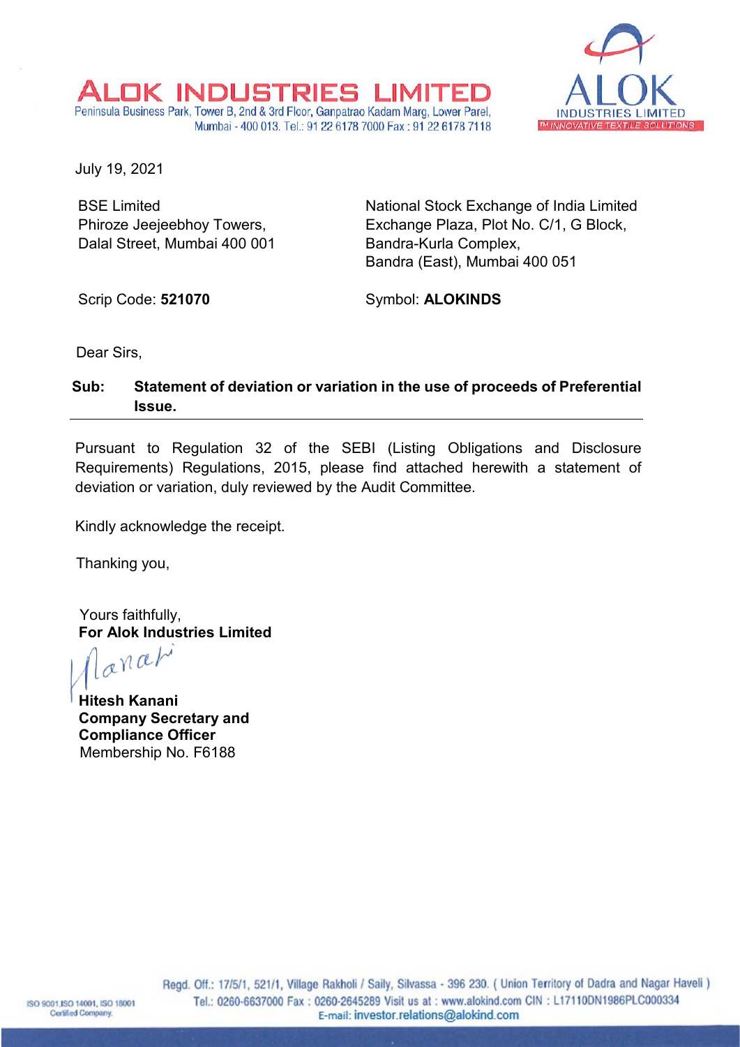# ALOK INDUSTRIES LIMITED

Peninsula Business Park, Tower B, 2nd & 3rd Floor, Ganpatrao Kadam Marg, Lower Parel, Mumbai - 400 013. Tel.: 91 22 6178 7000 Fax : 91 22 6178 7118

July 19, 2021

BSE Limited
Phiroze Jeejeebhoy Towers,
Dalal Street, Mumbai 400 001

Scrip Code: **521070**

National Stock Exchange of India Limited
Exchange Plaza, Plot No. C/1, G Block,
Bandra-Kurla Complex,
Bandra (East), Mumbai 400 051

Symbol: **ALOKINDS**

Dear Sirs,

**Sub: Statement of deviation or variation in the use of proceeds of Preferential Issue.**

Pursuant to Regulation 32 of the SEBI (Listing Obligations and Disclosure Requirements) Regulations, 2015, please find attached herewith a statement of deviation or variation, duly reviewed by the Audit Committee.

Kindly acknowledge the receipt.

Thanking you,

Yours faithfully,
**For Alok Industries Limited**

**Hitesh Kanani**
**Company Secretary and Compliance Officer**
Membership No. F6188

Regd. Off.: 17/5/1, 521/1, Village Rakholi / Saily, Silvassa - 396 230. ( Union Territory of Dadra and Nagar Haveli ) Tel.: 0260-6637000 Fax : 0260-2645289 Visit us at : www.alokind.com CIN : L17110DN1986PLC000334 E-mail: investor.relations@alokind.com

ISO 9001,ISO 14001, ISO 18001 Certified Company.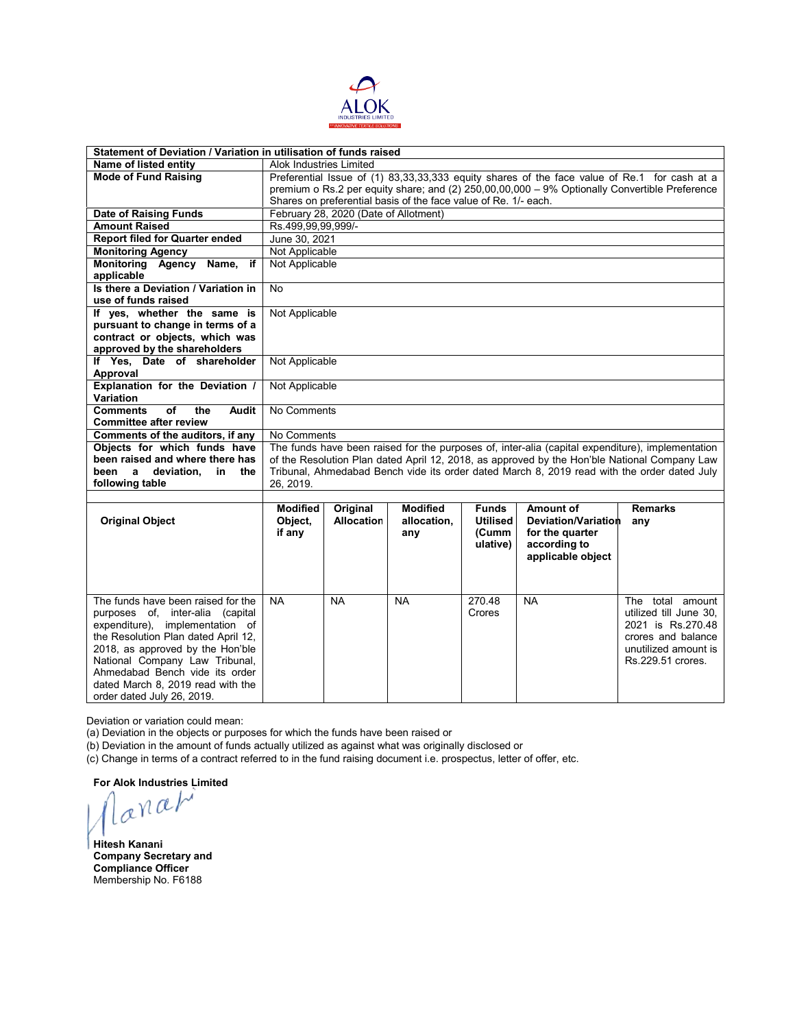ALOK INDUSTRIES LIMITED

| Statement of Deviation / Variation in utilisation of funds raised | |
|---|---|
| **Name of listed entity** | Alok Industries Limited |
| **Mode of Fund Raising** | Preferential Issue of (1) 83,33,33,333 equity shares of the face value of Re.1 for cash at a premium o Rs.2 per equity share; and (2) 250,00,00,000 – 9% Optionally Convertible Preference Shares on preferential basis of the face value of Re. 1/- each. |
| **Date of Raising Funds** | February 28, 2020 (Date of Allotment) |
| **Amount Raised** | Rs.499,99,99,999/- |
| **Report filed for Quarter ended** | June 30, 2021 |
| **Monitoring Agency** | Not Applicable |
| **Monitoring Agency Name, if applicable** | Not Applicable |
| **Is there a Deviation / Variation in use of funds raised** | No |
| **If yes, whether the same is pursuant to change in terms of a contract or objects, which was approved by the shareholders** | Not Applicable |
| **If Yes, Date of shareholder Approval** | Not Applicable |
| **Explanation for the Deviation / Variation** | Not Applicable |
| **Comments of the Audit Committee after review** | No Comments |
| **Comments of the auditors, if any** | No Comments |
| **Objects for which funds have been raised and where there has been a deviation, in the following table** | The funds have been raised for the purposes of, inter-alia (capital expenditure), implementation of the Resolution Plan dated April 12, 2018, as approved by the Hon'ble National Company Law Tribunal, Ahmedabad Bench vide its order dated March 8, 2019 read with the order dated July 26, 2019. |

| **Original Object** | **Modified Object, if any** | **Original Allocation** | **Modified allocation, any** | **Funds Utilised (Cummulative)** | **Amount of Deviation/Variation for the quarter according to applicable object** | **Remarks any** |
|---|---|---|---|---|---|---|
| The funds have been raised for the purposes of, inter-alia (capital expenditure), implementation of the Resolution Plan dated April 12, 2018, as approved by the Hon'ble National Company Law Tribunal, Ahmedabad Bench vide its order dated March 8, 2019 read with the order dated July 26, 2019. | NA | NA | NA | 270.48 Crores | NA | The total amount utilized till June 30, 2021 is Rs.270.48 crores and balance unutilized amount is Rs.229.51 crores. |

Deviation or variation could mean:

(a) Deviation in the objects or purposes for which the funds have been raised or

(b) Deviation in the amount of funds actually utilized as against what was originally disclosed or

(c) Change in terms of a contract referred to in the fund raising document i.e. prospectus, letter of offer, etc.

**For Alok Industries Limited**

**Hitesh Kanani**
**Company Secretary and Compliance Officer**
Membership No. F6188